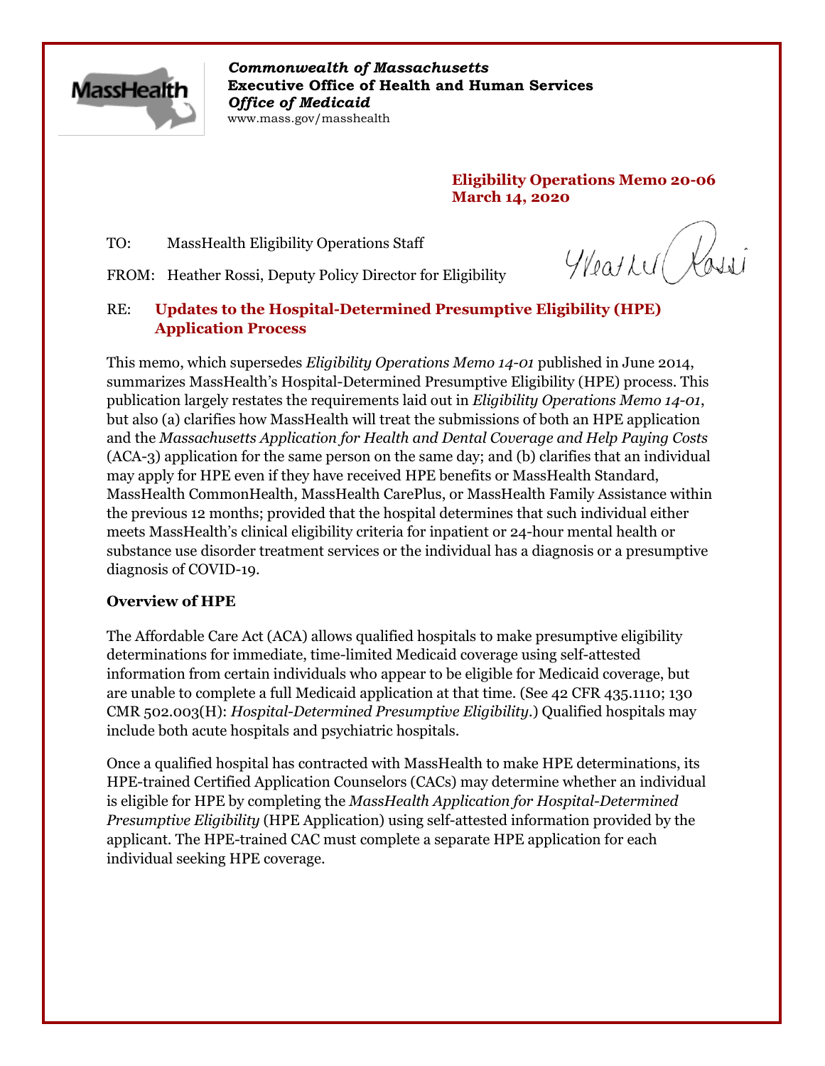*Commonwealth of Massachusetts*
**Executive Office of Health and Human Services**
***Office of Medicaid***
www.mass.gov/masshealth

**Eligibility Operations Memo 20-06**
**March 14, 2020**

TO: MassHealth Eligibility Operations Staff

FROM: Heather Rossi, Deputy Policy Director for Eligibility

RE: **Updates to the Hospital-Determined Presumptive Eligibility (HPE) Application Process**

This memo, which supersedes *Eligibility Operations Memo 14-01* published in June 2014, summarizes MassHealth's Hospital-Determined Presumptive Eligibility (HPE) process. This publication largely restates the requirements laid out in *Eligibility Operations Memo 14-01*, but also (a) clarifies how MassHealth will treat the submissions of both an HPE application and the *Massachusetts Application for Health and Dental Coverage and Help Paying Costs* (ACA-3) application for the same person on the same day; and (b) clarifies that an individual may apply for HPE even if they have received HPE benefits or MassHealth Standard, MassHealth CommonHealth, MassHealth CarePlus, or MassHealth Family Assistance within the previous 12 months; provided that the hospital determines that such individual either meets MassHealth's clinical eligibility criteria for inpatient or 24-hour mental health or substance use disorder treatment services or the individual has a diagnosis or a presumptive diagnosis of COVID-19.

## Overview of HPE

The Affordable Care Act (ACA) allows qualified hospitals to make presumptive eligibility determinations for immediate, time-limited Medicaid coverage using self-attested information from certain individuals who appear to be eligible for Medicaid coverage, but are unable to complete a full Medicaid application at that time. (See 42 CFR 435.1110; 130 CMR 502.003(H): *Hospital-Determined Presumptive Eligibility*.) Qualified hospitals may include both acute hospitals and psychiatric hospitals.

Once a qualified hospital has contracted with MassHealth to make HPE determinations, its HPE-trained Certified Application Counselors (CACs) may determine whether an individual is eligible for HPE by completing the *MassHealth Application for Hospital-Determined Presumptive Eligibility* (HPE Application) using self-attested information provided by the applicant. The HPE-trained CAC must complete a separate HPE application for each individual seeking HPE coverage.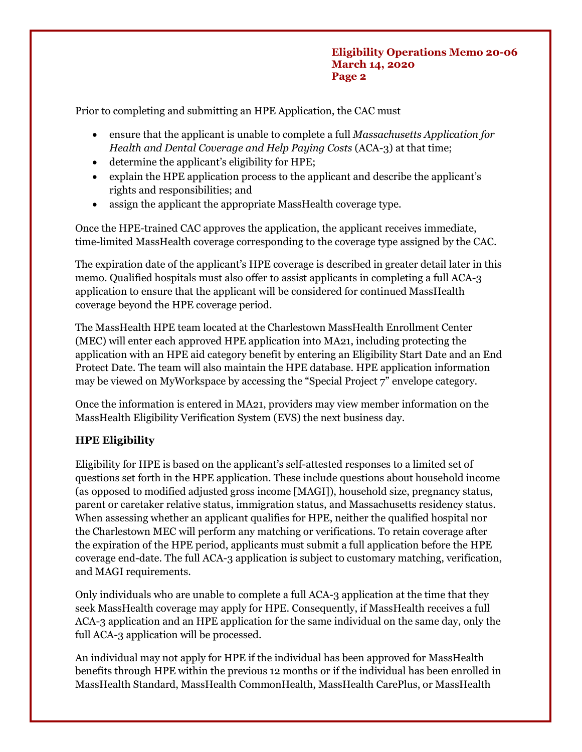Prior to completing and submitting an HPE Application, the CAC must

- ensure that the applicant is unable to complete a full *Massachusetts Application for Health and Dental Coverage and Help Paying Costs* (ACA-3) at that time;
- determine the applicant's eligibility for HPE;
- explain the HPE application process to the applicant and describe the applicant's rights and responsibilities; and
- assign the applicant the appropriate MassHealth coverage type.

Once the HPE-trained CAC approves the application, the applicant receives immediate, time-limited MassHealth coverage corresponding to the coverage type assigned by the CAC.

The expiration date of the applicant's HPE coverage is described in greater detail later in this memo. Qualified hospitals must also offer to assist applicants in completing a full ACA-3 application to ensure that the applicant will be considered for continued MassHealth coverage beyond the HPE coverage period.

The MassHealth HPE team located at the Charlestown MassHealth Enrollment Center (MEC) will enter each approved HPE application into MA21, including protecting the application with an HPE aid category benefit by entering an Eligibility Start Date and an End Protect Date. The team will also maintain the HPE database. HPE application information may be viewed on MyWorkspace by accessing the "Special Project 7" envelope category.

Once the information is entered in MA21, providers may view member information on the MassHealth Eligibility Verification System (EVS) the next business day.

**HPE Eligibility**

Eligibility for HPE is based on the applicant's self-attested responses to a limited set of questions set forth in the HPE application. These include questions about household income (as opposed to modified adjusted gross income [MAGI]), household size, pregnancy status, parent or caretaker relative status, immigration status, and Massachusetts residency status. When assessing whether an applicant qualifies for HPE, neither the qualified hospital nor the Charlestown MEC will perform any matching or verifications. To retain coverage after the expiration of the HPE period, applicants must submit a full application before the HPE coverage end-date. The full ACA-3 application is subject to customary matching, verification, and MAGI requirements.

Only individuals who are unable to complete a full ACA-3 application at the time that they seek MassHealth coverage may apply for HPE. Consequently, if MassHealth receives a full ACA-3 application and an HPE application for the same individual on the same day, only the full ACA-3 application will be processed.

An individual may not apply for HPE if the individual has been approved for MassHealth benefits through HPE within the previous 12 months or if the individual has been enrolled in MassHealth Standard, MassHealth CommonHealth, MassHealth CarePlus, or MassHealth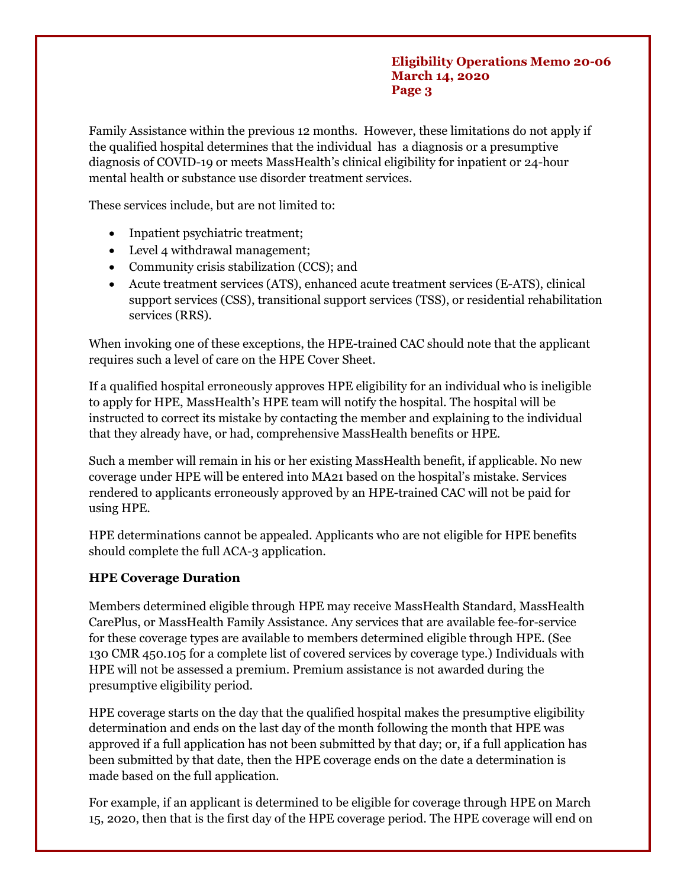Family Assistance within the previous 12 months. However, these limitations do not apply if the qualified hospital determines that the individual has a diagnosis or a presumptive diagnosis of COVID-19 or meets MassHealth's clinical eligibility for inpatient or 24-hour mental health or substance use disorder treatment services.

These services include, but are not limited to:

- Inpatient psychiatric treatment;
- Level 4 withdrawal management;
- Community crisis stabilization (CCS); and
- Acute treatment services (ATS), enhanced acute treatment services (E-ATS), clinical support services (CSS), transitional support services (TSS), or residential rehabilitation services (RRS).

When invoking one of these exceptions, the HPE-trained CAC should note that the applicant requires such a level of care on the HPE Cover Sheet.

If a qualified hospital erroneously approves HPE eligibility for an individual who is ineligible to apply for HPE, MassHealth's HPE team will notify the hospital. The hospital will be instructed to correct its mistake by contacting the member and explaining to the individual that they already have, or had, comprehensive MassHealth benefits or HPE.

Such a member will remain in his or her existing MassHealth benefit, if applicable. No new coverage under HPE will be entered into MA21 based on the hospital's mistake. Services rendered to applicants erroneously approved by an HPE-trained CAC will not be paid for using HPE.

HPE determinations cannot be appealed. Applicants who are not eligible for HPE benefits should complete the full ACA-3 application.

**HPE Coverage Duration**

Members determined eligible through HPE may receive MassHealth Standard, MassHealth CarePlus, or MassHealth Family Assistance. Any services that are available fee-for-service for these coverage types are available to members determined eligible through HPE. (See 130 CMR 450.105 for a complete list of covered services by coverage type.) Individuals with HPE will not be assessed a premium. Premium assistance is not awarded during the presumptive eligibility period.

HPE coverage starts on the day that the qualified hospital makes the presumptive eligibility determination and ends on the last day of the month following the month that HPE was approved if a full application has not been submitted by that day; or, if a full application has been submitted by that date, then the HPE coverage ends on the date a determination is made based on the full application.

For example, if an applicant is determined to be eligible for coverage through HPE on March 15, 2020, then that is the first day of the HPE coverage period. The HPE coverage will end on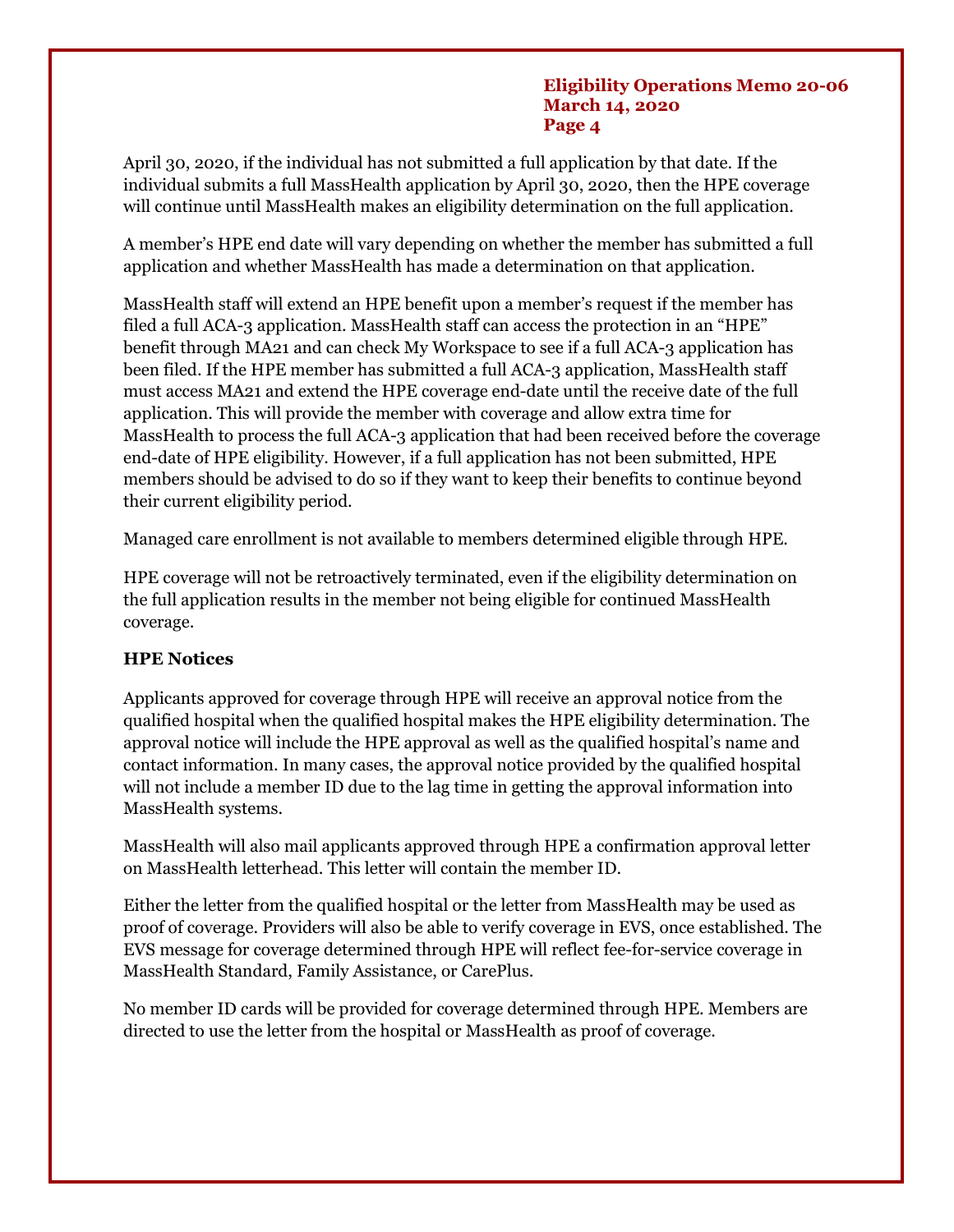April 30, 2020, if the individual has not submitted a full application by that date. If the individual submits a full MassHealth application by April 30, 2020, then the HPE coverage will continue until MassHealth makes an eligibility determination on the full application.

A member's HPE end date will vary depending on whether the member has submitted a full application and whether MassHealth has made a determination on that application.

MassHealth staff will extend an HPE benefit upon a member's request if the member has filed a full ACA-3 application. MassHealth staff can access the protection in an "HPE" benefit through MA21 and can check My Workspace to see if a full ACA-3 application has been filed. If the HPE member has submitted a full ACA-3 application, MassHealth staff must access MA21 and extend the HPE coverage end-date until the receive date of the full application. This will provide the member with coverage and allow extra time for MassHealth to process the full ACA-3 application that had been received before the coverage end-date of HPE eligibility. However, if a full application has not been submitted, HPE members should be advised to do so if they want to keep their benefits to continue beyond their current eligibility period.

Managed care enrollment is not available to members determined eligible through HPE.

HPE coverage will not be retroactively terminated, even if the eligibility determination on the full application results in the member not being eligible for continued MassHealth coverage.

**HPE Notices**

Applicants approved for coverage through HPE will receive an approval notice from the qualified hospital when the qualified hospital makes the HPE eligibility determination. The approval notice will include the HPE approval as well as the qualified hospital's name and contact information. In many cases, the approval notice provided by the qualified hospital will not include a member ID due to the lag time in getting the approval information into MassHealth systems.

MassHealth will also mail applicants approved through HPE a confirmation approval letter on MassHealth letterhead. This letter will contain the member ID.

Either the letter from the qualified hospital or the letter from MassHealth may be used as proof of coverage. Providers will also be able to verify coverage in EVS, once established. The EVS message for coverage determined through HPE will reflect fee-for-service coverage in MassHealth Standard, Family Assistance, or CarePlus.

No member ID cards will be provided for coverage determined through HPE. Members are directed to use the letter from the hospital or MassHealth as proof of coverage.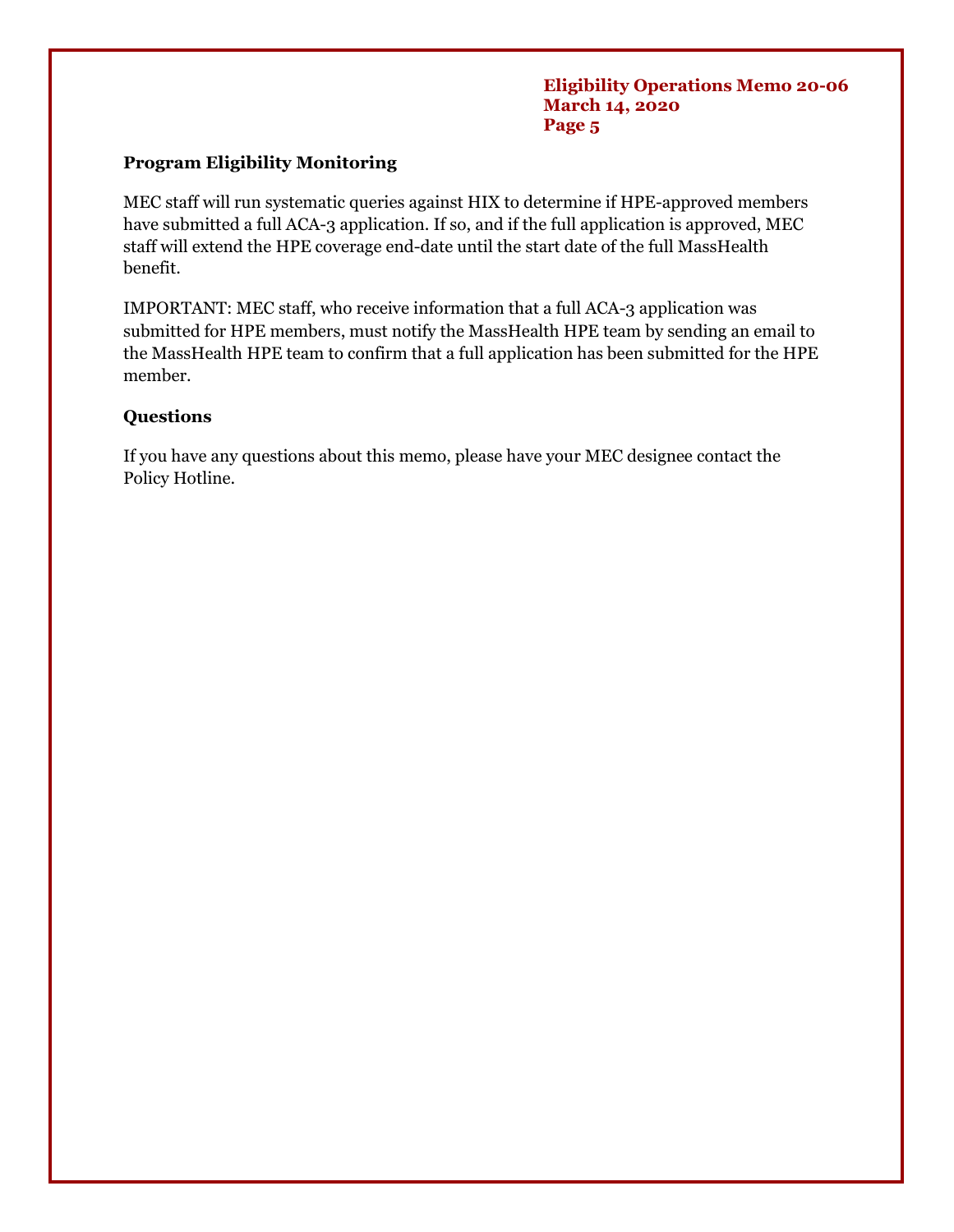**Program Eligibility Monitoring**

MEC staff will run systematic queries against HIX to determine if HPE-approved members have submitted a full ACA-3 application. If so, and if the full application is approved, MEC staff will extend the HPE coverage end-date until the start date of the full MassHealth benefit.

IMPORTANT: MEC staff, who receive information that a full ACA-3 application was submitted for HPE members, must notify the MassHealth HPE team by sending an email to the MassHealth HPE team to confirm that a full application has been submitted for the HPE member.

**Questions**

If you have any questions about this memo, please have your MEC designee contact the Policy Hotline.